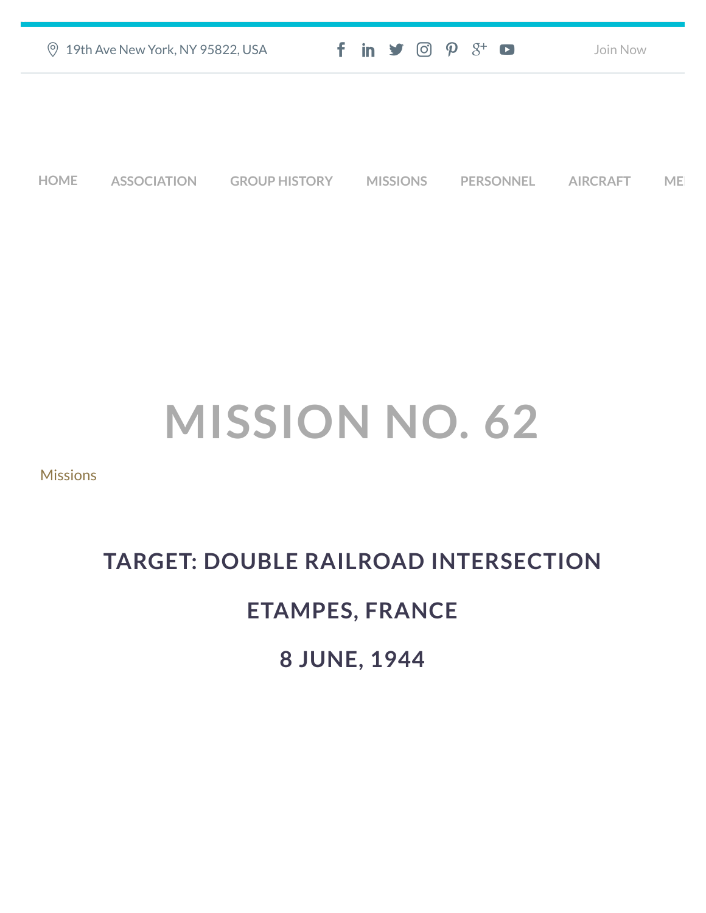19th Ave New York, NY 95822, USA

Join Now

HOME ASSOCIATION GROUP HISTORY MISSIONS PERSONNEL AIRCRAFT ME

# MISSION NO. 62

Missions

## TARGET: DOUBLE RAILROAD INTERSECTION

## ETAMPES, FRANCE

## 8 JUNE, 1944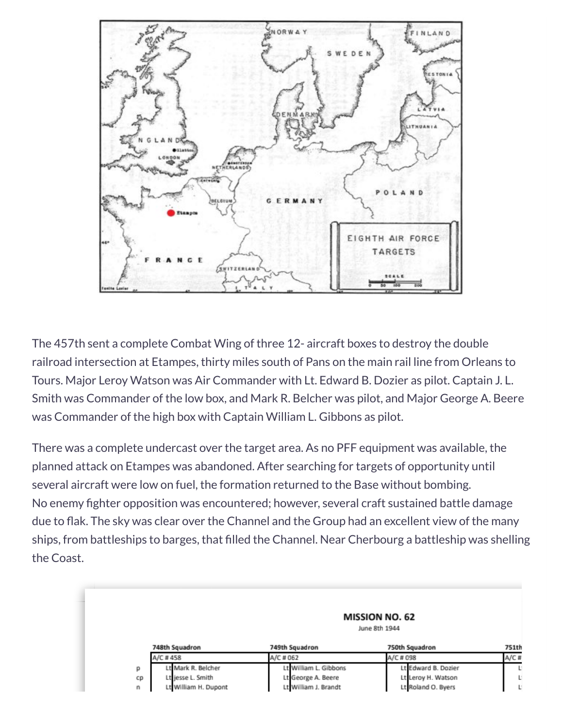The 457th sent a complete Combat Wing of three 12- aircraft boxes to destroy the double railroad intersection at Etampes, thirty miles south of Pans on the main rail line from Orleans to Tours. Major Leroy Watson was Air Commander with Lt. Edward B. Dozier as pilot. Captain J. L. Smith was Commander of the low box, and Mark R. Belcher was pilot, and Major George A. Beere was Commander of the high box with Captain William L. Gibbons as pilot.

There was a complete undercast over the target area. As no PFF equipment was available, the planned attack on Etampes was abandoned. After searching for targets of opportunity until several aircraft were low on fuel, the formation returned to the Base without bombing.
No enemy fighter opposition was encountered; however, several craft sustained battle damage due to flak. The sky was clear over the Channel and the Group had an excellent view of the many ships, from battleships to barges, that filled the Channel. Near Cherbourg a battleship was shelling the Coast.

**MISSION NO. 62**

June 8th 1944

| | 748th Squadron | 749th Squadron | 750th Squadron | 751th |
|---|---|---|---|---|
| | A/C # 458 | A/C # 062 | A/C # 098 | A/C # |
| p | Lt Mark R. Belcher | Lt William L. Gibbons | Lt Edward B. Dozier | L |
| cp | Lt jesse L. Smith | Lt George A. Beere | Lt Leroy H. Watson | L |
| n | Lt William H. Dupont | Lt William J. Brandt | Lt Roland O. Byers | L |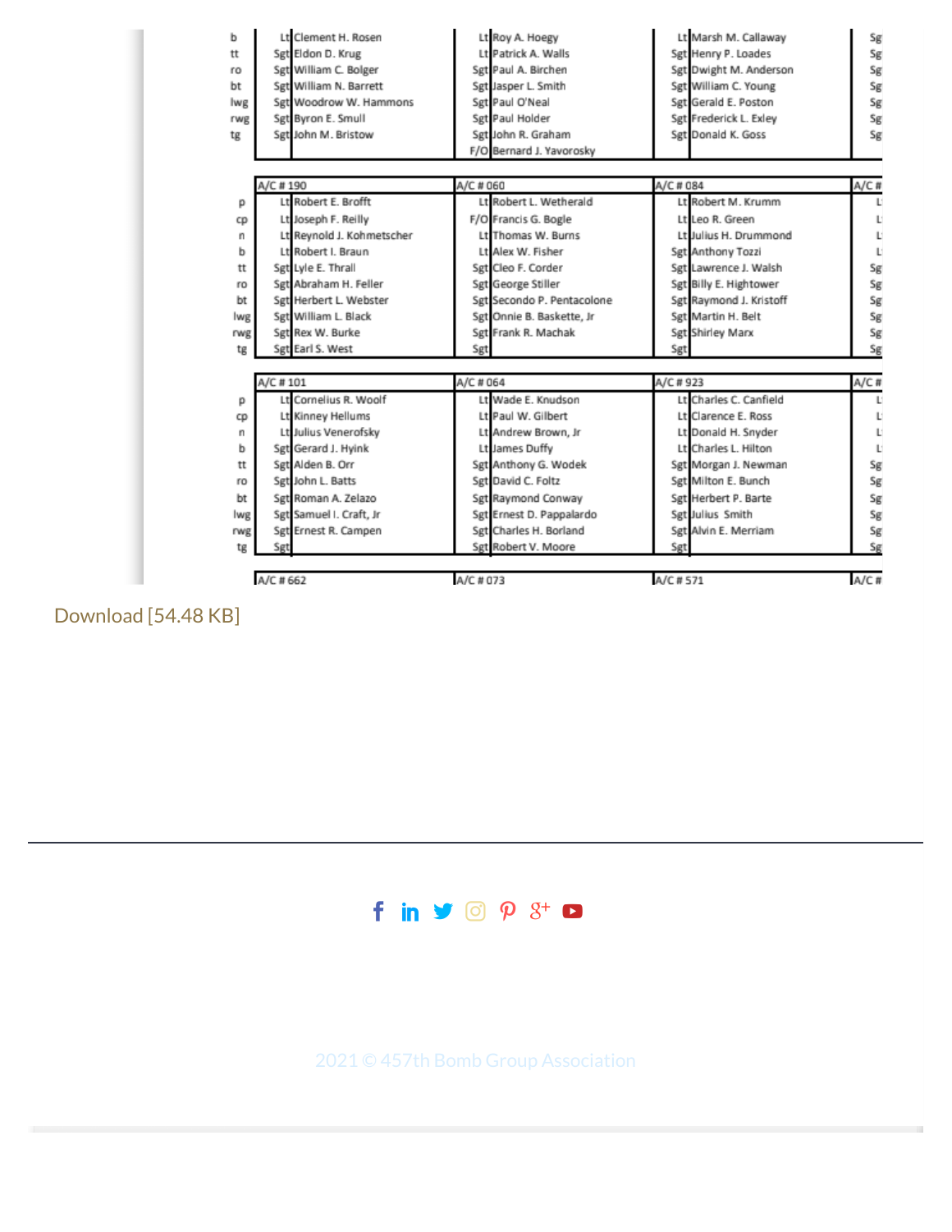| | | | |
|---|---|---|---|
| b | Lt Clement H. Rosen | Lt Roy A. Hoegy | Lt Marsh M. Callaway |
| tt | Sgt Eldon D. Krug | Lt Patrick A. Walls | Sgt Henry P. Loades |
| ro | Sgt William C. Bolger | Sgt Paul A. Birchen | Sgt Dwight M. Anderson |
| bt | Sgt William N. Barrett | Sgt Jasper L. Smith | Sgt William C. Young |
| lwg | Sgt Woodrow W. Hammons | Sgt Paul O'Neal | Sgt Gerald E. Poston |
| rwg | Sgt Byron E. Smull | Sgt Paul Holder | Sgt Frederick L. Exley |
| tg | Sgt John M. Bristow | Sgt John R. Graham | Sgt Donald K. Goss |
| | | F/O Bernard J. Yavorosky | |

| | A/C # 190 | A/C # 060 | A/C # 084 |
|---|---|---|---|
| p | Lt Robert E. Brofft | Lt Robert L. Wetherald | Lt Robert M. Krumm |
| cp | Lt Joseph F. Reilly | F/O Francis G. Bogle | Lt Leo R. Green |
| n | Lt Reynold J. Kohmetscher | Lt Thomas W. Burns | Lt Julius H. Drummond |
| b | Lt Robert I. Braun | Lt Alex W. Fisher | Sgt Anthony Tozzi |
| tt | Sgt Lyle E. Thrall | Sgt Cleo F. Corder | Sgt Lawrence J. Walsh |
| ro | Sgt Abraham H. Feller | Sgt George Stiller | Sgt Billy E. Hightower |
| bt | Sgt Herbert L. Webster | Sgt Secondo P. Pentacolone | Sgt Raymond J. Kristoff |
| lwg | Sgt William L. Black | Sgt Onnie B. Baskette, Jr | Sgt Martin H. Belt |
| rwg | Sgt Rex W. Burke | Sgt Frank R. Machak | Sgt Shirley Marx |
| tg | Sgt Earl S. West | Sgt | Sgt |

| | A/C # 101 | A/C # 064 | A/C # 923 |
|---|---|---|---|
| p | Lt Cornelius R. Woolf | Lt Wade E. Knudson | Lt Charles C. Canfield |
| cp | Lt Kinney Hellums | Lt Paul W. Gilbert | Lt Clarence E. Ross |
| n | Lt Julius Venerofsky | Lt Andrew Brown, Jr | Lt Donald H. Snyder |
| b | Sgt Gerard J. Hyink | Lt James Duffy | Lt Charles L. Hilton |
| tt | Sgt Alden B. Orr | Sgt Anthony G. Wodek | Sgt Morgan J. Newman |
| ro | Sgt John L. Batts | Sgt David C. Foltz | Sgt Milton E. Bunch |
| bt | Sgt Roman A. Zelazo | Sgt Raymond Conway | Sgt Herbert P. Barte |
| lwg | Sgt Samuel I. Craft, Jr | Sgt Ernest D. Pappalardo | Sgt Julius Smith |
| rwg | Sgt Ernest R. Campen | Sgt Charles H. Borland | Sgt Alvin E. Merriam |
| tg | Sgt | Sgt Robert V. Moore | Sgt |

| | A/C # 662 | A/C # 073 | A/C # 571 |
|---|---|---|---|

Download [54.48 KB]

2021 © 457th Bomb Group Association